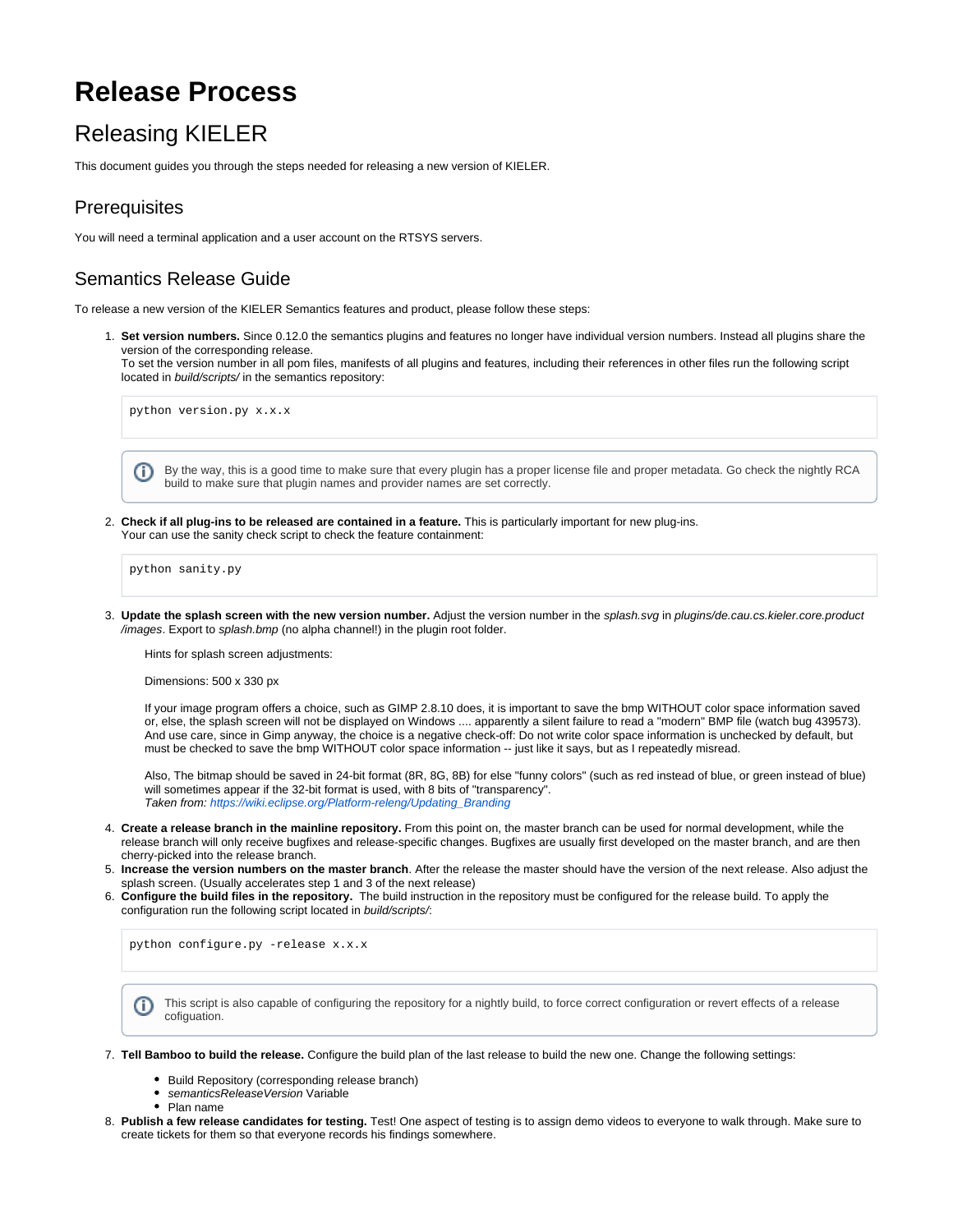# Release Process

## Releasing KIELER

This document guides you through the steps needed for releasing a new version of KIELER.

### Prerequisites

You will need a terminal application and a user account on the RTSYS servers.

### Semantics Release Guide

To release a new version of the KIELER Semantics features and product, please follow these steps:

1. **Set version numbers.** Since 0.12.0 the semantics plugins and features no longer have individual version numbers. Instead all plugins share the version of the corresponding release.
   To set the version number in all pom files, manifests of all plugins and features, including their references in other files run the following script located in *build/scripts/* in the semantics repository:

   ```
   python version.py x.x.x
   ```

   > By the way, this is a good time to make sure that every plugin has a proper license file and proper metadata. Go check the nightly RCA build to make sure that plugin names and provider names are set correctly.

2. **Check if all plug-ins to be released are contained in a feature.** This is particularly important for new plug-ins.
   Your can use the sanity check script to check the feature containment:

   ```
   python sanity.py
   ```

3. **Update the splash screen with the new version number.** Adjust the version number in the *splash.svg* in *plugins/de.cau.cs.kieler.core.product/images*. Export to *splash.bmp* (no alpha channel!) in the plugin root folder.

   Hints for splash screen adjustments:

   Dimensions: 500 x 330 px

   If your image program offers a choice, such as GIMP 2.8.10 does, it is important to save the bmp WITHOUT color space information saved or, else, the splash screen will not be displayed on Windows .... apparently a silent failure to read a "modern" BMP file (watch bug 439573). And use care, since in Gimp anyway, the choice is a negative check-off: Do not write color space information is unchecked by default, but must be checked to save the bmp WITHOUT color space information -- just like it says, but as I repeatedly misread.

   Also, The bitmap should be saved in 24-bit format (8R, 8G, 8B) for else "funny colors" (such as red instead of blue, or green instead of blue) will sometimes appear if the 32-bit format is used, with 8 bits of "transparency".
   *Taken from: https://wiki.eclipse.org/Platform-releng/Updating_Branding*

4. **Create a release branch in the mainline repository.** From this point on, the master branch can be used for normal development, while the release branch will only receive bugfixes and release-specific changes. Bugfixes are usually first developed on the master branch, and are then cherry-picked into the release branch.
5. **Increase the version numbers on the master branch**. After the release the master should have the version of the next release. Also adjust the splash screen. (Usually accelerates step 1 and 3 of the next release)
6. **Configure the build files in the repository.** The build instruction in the repository must be configured for the release build. To apply the configuration run the following script located in *build/scripts/*:

   ```
   python configure.py -release x.x.x
   ```

   > This script is also capable of configuring the repository for a nightly build, to force correct configuration or revert effects of a release cofiguation.

7. **Tell Bamboo to build the release.** Configure the build plan of the last release to build the new one. Change the following settings:
   - Build Repository (corresponding release branch)
   - *semanticsReleaseVersion* Variable
   - Plan name
8. **Publish a few release candidates for testing.** Test! One aspect of testing is to assign demo videos to everyone to walk through. Make sure to create tickets for them so that everyone records his findings somewhere.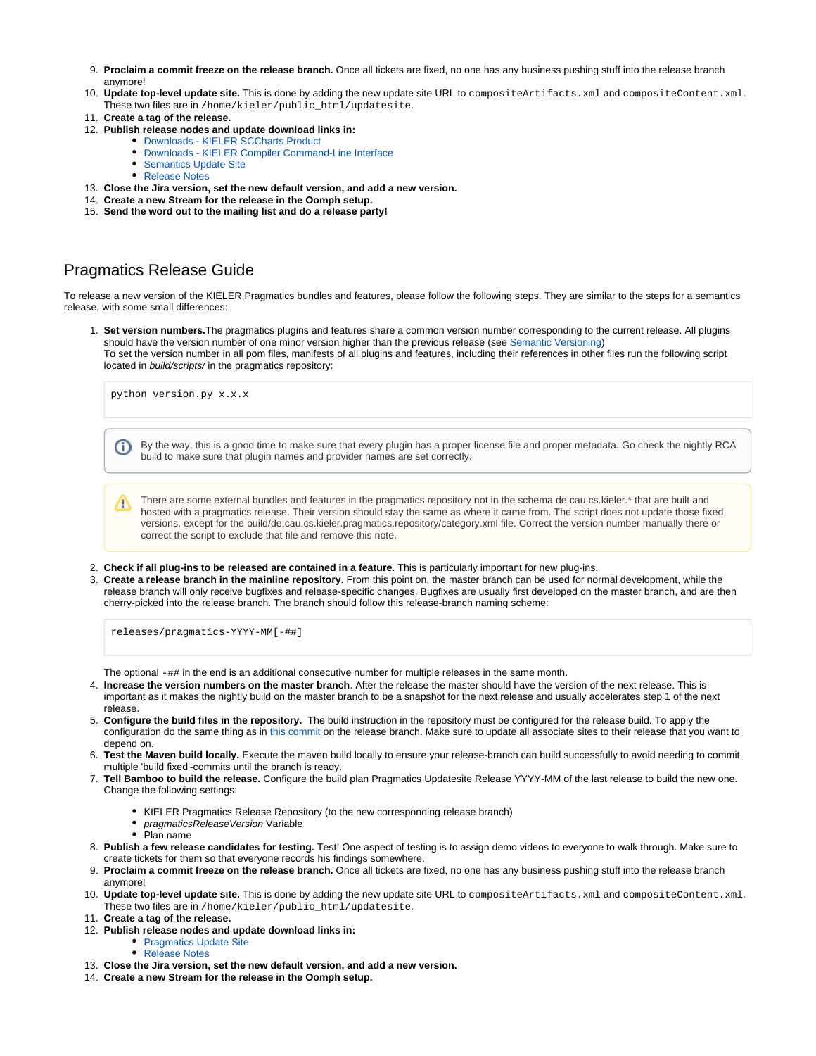9. **Proclaim a commit freeze on the release branch.** Once all tickets are fixed, no one has any business pushing stuff into the release branch anymore!
10. **Update top-level update site.** This is done by adding the new update site URL to `compositeArtifacts.xml` and `compositeContent.xml`. These two files are in `/home/kieler/public_html/updatesite`.
11. **Create a tag of the release.**
12. **Publish release nodes and update download links in:**
    - Downloads - KIELER SCCharts Product
    - Downloads - KIELER Compiler Command-Line Interface
    - Semantics Update Site
    - Release Notes
13. **Close the Jira version, set the new default version, and add a new version.**
14. **Create a new Stream for the release in the Oomph setup.**
15. **Send the word out to the mailing list and do a release party!**

## Pragmatics Release Guide

To release a new version of the KIELER Pragmatics bundles and features, please follow the following steps. They are similar to the steps for a semantics release, with some small differences:

1. **Set version numbers.** The pragmatics plugins and features share a common version number corresponding to the current release. All plugins should have the version number of one minor version higher than the previous release (see Semantic Versioning)
   To set the version number in all pom files, manifests of all plugins and features, including their references in other files run the following script located in *build/scripts/* in the pragmatics repository:

   ```
   python version.py x.x.x
   ```

   > By the way, this is a good time to make sure that every plugin has a proper license file and proper metadata. Go check the nightly RCA build to make sure that plugin names and provider names are set correctly.

   > There are some external bundles and features in the pragmatics repository not in the schema de.cau.cs.kieler.* that are built and hosted with a pragmatics release. Their version should stay the same as where it came from. The script does not update those fixed versions, except for the build/de.cau.cs.kieler.pragmatics.repository/category.xml file. Correct the version number manually there or correct the script to exclude that file and remove this note.

2. **Check if all plug-ins to be released are contained in a feature.** This is particularly important for new plug-ins.
3. **Create a release branch in the mainline repository.** From this point on, the master branch can be used for normal development, while the release branch will only receive bugfixes and release-specific changes. Bugfixes are usually first developed on the master branch, and are then cherry-picked into the release branch. The branch should follow this release-branch naming scheme:

   ```
   releases/pragmatics-YYYY-MM[-##]
   ```

   The optional `-##` in the end is an additional consecutive number for multiple releases in the same month.
4. **Increase the version numbers on the master branch**. After the release the master should have the version of the next release. This is important as it makes the nightly build on the master branch to be a snapshot for the next release and usually accelerates step 1 of the next release.
5. **Configure the build files in the repository.** The build instruction in the repository must be configured for the release build. To apply the configuration do the same thing as in this commit on the release branch. Make sure to update all associate sites to their release that you want to depend on.
6. **Test the Maven build locally.** Execute the maven build locally to ensure your release-branch can build successfully to avoid needing to commit multiple 'build fixed'-commits until the branch is ready.
7. **Tell Bamboo to build the release.** Configure the build plan Pragmatics Updatesite Release YYYY-MM of the last release to build the new one. Change the following settings:
   - KIELER Pragmatics Release Repository (to the new corresponding release branch)
   - *pragmaticsReleaseVersion* Variable
   - Plan name
8. **Publish a few release candidates for testing.** Test! One aspect of testing is to assign demo videos to everyone to walk through. Make sure to create tickets for them so that everyone records his findings somewhere.
9. **Proclaim a commit freeze on the release branch.** Once all tickets are fixed, no one has any business pushing stuff into the release branch anymore!
10. **Update top-level update site.** This is done by adding the new update site URL to `compositeArtifacts.xml` and `compositeContent.xml`. These two files are in `/home/kieler/public_html/updatesite`.
11. **Create a tag of the release.**
12. **Publish release nodes and update download links in:**
    - Pragmatics Update Site
    - Release Notes
13. **Close the Jira version, set the new default version, and add a new version.**
14. **Create a new Stream for the release in the Oomph setup.**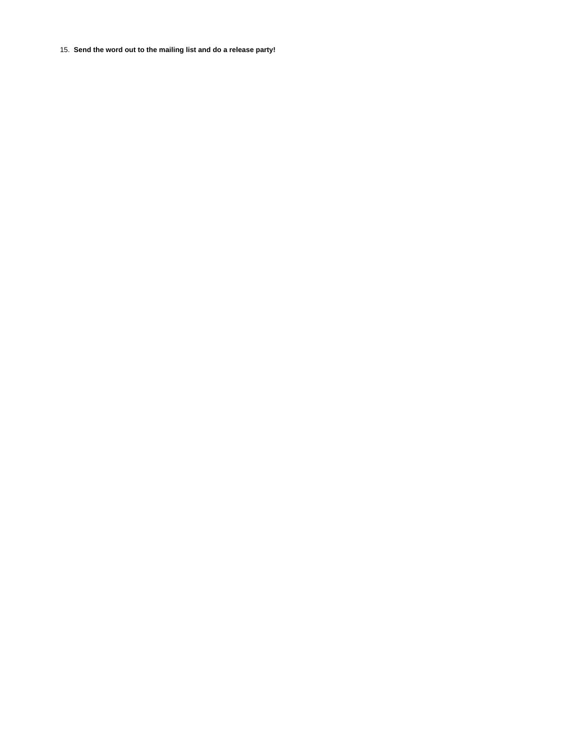15. **Send the word out to the mailing list and do a release party!**